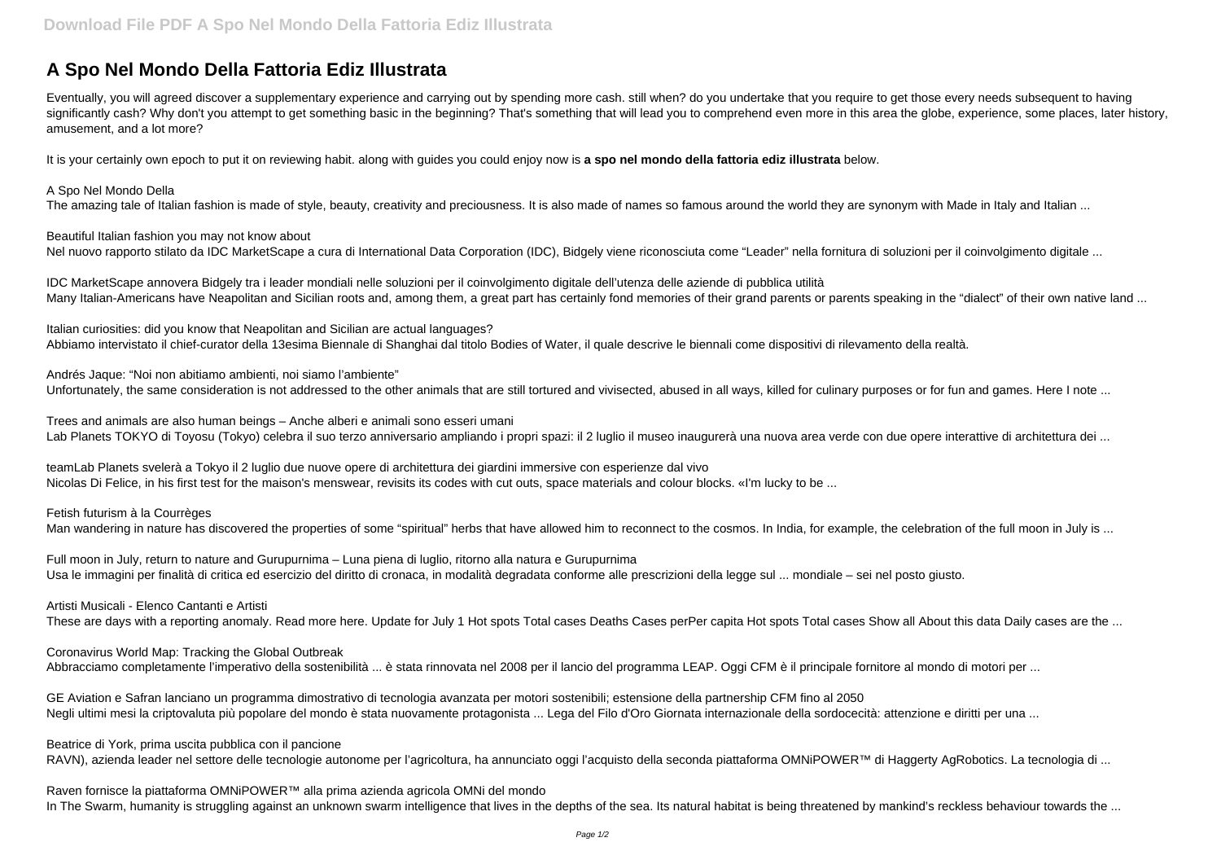# A Spo Nel Mondo Della Fattoria Ediz Illustrata

Eventually, you will agreed discover a supplementary experience and carrying out by spending more cash. still when? do you undertake that you require to get those every needs subsequent to having significantly cash? Why don't you attempt to get something basic in the beginning? That's something that will lead you to comprehend even more in this area the globe, experience, some places, later history, amusement, and a lot more?

It is your certainly own epoch to put it on reviewing habit. along with guides you could enjoy now is **a spo nel mondo della fattoria ediz illustrata** below.

A Spo Nel Mondo Della
The amazing tale of Italian fashion is made of style, beauty, creativity and preciousness. It is also made of names so famous around the world they are synonym with Made in Italy and Italian ...

Beautiful Italian fashion you may not know about
Nel nuovo rapporto stilato da IDC MarketScape a cura di International Data Corporation (IDC), Bidgely viene riconosciuta come "Leader" nella fornitura di soluzioni per il coinvolgimento digitale ...

IDC MarketScape annovera Bidgely tra i leader mondiali nelle soluzioni per il coinvolgimento digitale dell'utenza delle aziende di pubblica utilità
Many Italian-Americans have Neapolitan and Sicilian roots and, among them, a great part has certainly fond memories of their grand parents or parents speaking in the "dialect" of their own native land ...

Italian curiosities: did you know that Neapolitan and Sicilian are actual languages?
Abbiamo intervistato il chief-curator della 13esima Biennale di Shanghai dal titolo Bodies of Water, il quale descrive le biennali come dispositivi di rilevamento della realtà.

Andrés Jaque: "Noi non abitiamo ambienti, noi siamo l'ambiente"
Unfortunately, the same consideration is not addressed to the other animals that are still tortured and vivisected, abused in all ways, killed for culinary purposes or for fun and games. Here I note ...

Trees and animals are also human beings – Anche alberi e animali sono esseri umani
Lab Planets TOKYO di Toyosu (Tokyo) celebra il suo terzo anniversario ampliando i propri spazi: il 2 luglio il museo inaugurerà una nuova area verde con due opere interattive di architettura dei ...

teamLab Planets svelerà a Tokyo il 2 luglio due nuove opere di architettura dei giardini immersive con esperienze dal vivo
Nicolas Di Felice, in his first test for the maison's menswear, revisits its codes with cut outs, space materials and colour blocks. «I'm lucky to be ...

Fetish futurism à la Courrèges
Man wandering in nature has discovered the properties of some "spiritual" herbs that have allowed him to reconnect to the cosmos. In India, for example, the celebration of the full moon in July is ...

Full moon in July, return to nature and Gurupurnima – Luna piena di luglio, ritorno alla natura e Gurupurnima
Usa le immagini per finalità di critica ed esercizio del diritto di cronaca, in modalità degradata conforme alle prescrizioni della legge sul ... mondiale – sei nel posto giusto.

Artisti Musicali - Elenco Cantanti e Artisti
These are days with a reporting anomaly. Read more here. Update for July 1 Hot spots Total cases Deaths Cases perPer capita Hot spots Total cases Show all About this data Daily cases are the ...

Coronavirus World Map: Tracking the Global Outbreak
Abbracciamo completamente l'imperativo della sostenibilità ... è stata rinnovata nel 2008 per il lancio del programma LEAP. Oggi CFM è il principale fornitore al mondo di motori per ...

GE Aviation e Safran lanciano un programma dimostrativo di tecnologia avanzata per motori sostenibili; estensione della partnership CFM fino al 2050
Negli ultimi mesi la criptovaluta più popolare del mondo è stata nuovamente protagonista ... Lega del Filo d'Oro Giornata internazionale della sordocecità: attenzione e diritti per una ...

Beatrice di York, prima uscita pubblica con il pancione
RAVN), azienda leader nel settore delle tecnologie autonome per l'agricoltura, ha annunciato oggi l'acquisto della seconda piattaforma OMNiPOWER™ di Haggerty AgRobotics. La tecnologia di ...

Raven fornisce la piattaforma OMNiPOWER™ alla prima azienda agricola OMNi del mondo
In The Swarm, humanity is struggling against an unknown swarm intelligence that lives in the depths of the sea. Its natural habitat is being threatened by mankind's reckless behaviour towards the ...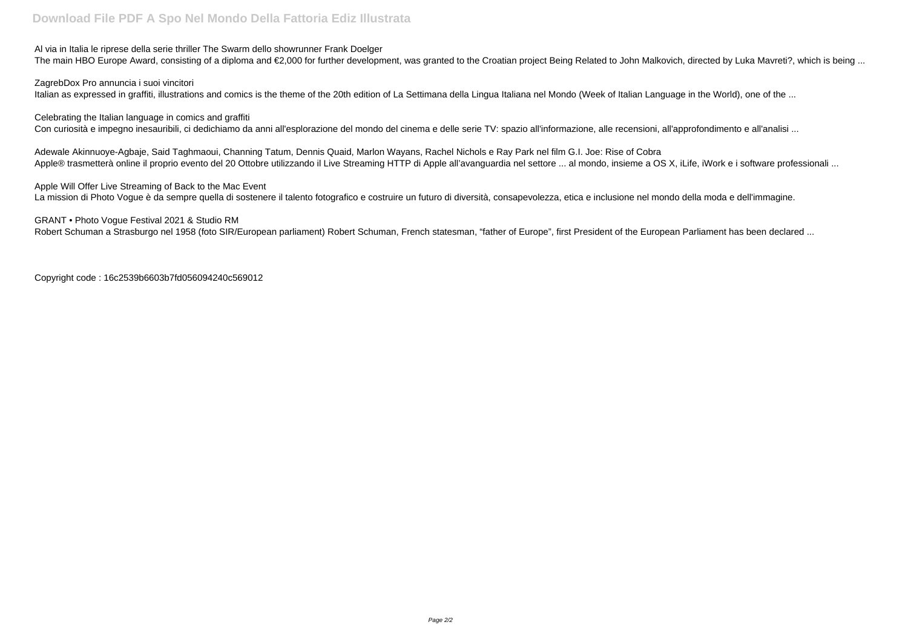Al via in Italia le riprese della serie thriller The Swarm dello showrunner Frank Doelger
The main HBO Europe Award, consisting of a diploma and €2,000 for further development, was granted to the Croatian project Being Related to John Malkovich, directed by Luka Mavreti?, which is being ...

ZagrebDox Pro annuncia i suoi vincitori
Italian as expressed in graffiti, illustrations and comics is the theme of the 20th edition of La Settimana della Lingua Italiana nel Mondo (Week of Italian Language in the World), one of the ...

Celebrating the Italian language in comics and graffiti
Con curiosità e impegno inesauribili, ci dedichiamo da anni all'esplorazione del mondo del cinema e delle serie TV: spazio all'informazione, alle recensioni, all'approfondimento e all'analisi ...

Adewale Akinnuoye-Agbaje, Said Taghmaoui, Channing Tatum, Dennis Quaid, Marlon Wayans, Rachel Nichols e Ray Park nel film G.I. Joe: Rise of Cobra
Apple® trasmetterà online il proprio evento del 20 Ottobre utilizzando il Live Streaming HTTP di Apple all'avanguardia nel settore ... al mondo, insieme a OS X, iLife, iWork e i software professionali ...

Apple Will Offer Live Streaming of Back to the Mac Event
La mission di Photo Vogue è da sempre quella di sostenere il talento fotografico e costruire un futuro di diversità, consapevolezza, etica e inclusione nel mondo della moda e dell'immagine.

GRANT • Photo Vogue Festival 2021 & Studio RM
Robert Schuman a Strasburgo nel 1958 (foto SIR/European parliament) Robert Schuman, French statesman, "father of Europe", first President of the European Parliament has been declared ...

Copyright code : 16c2539b6603b7fd056094240c569012